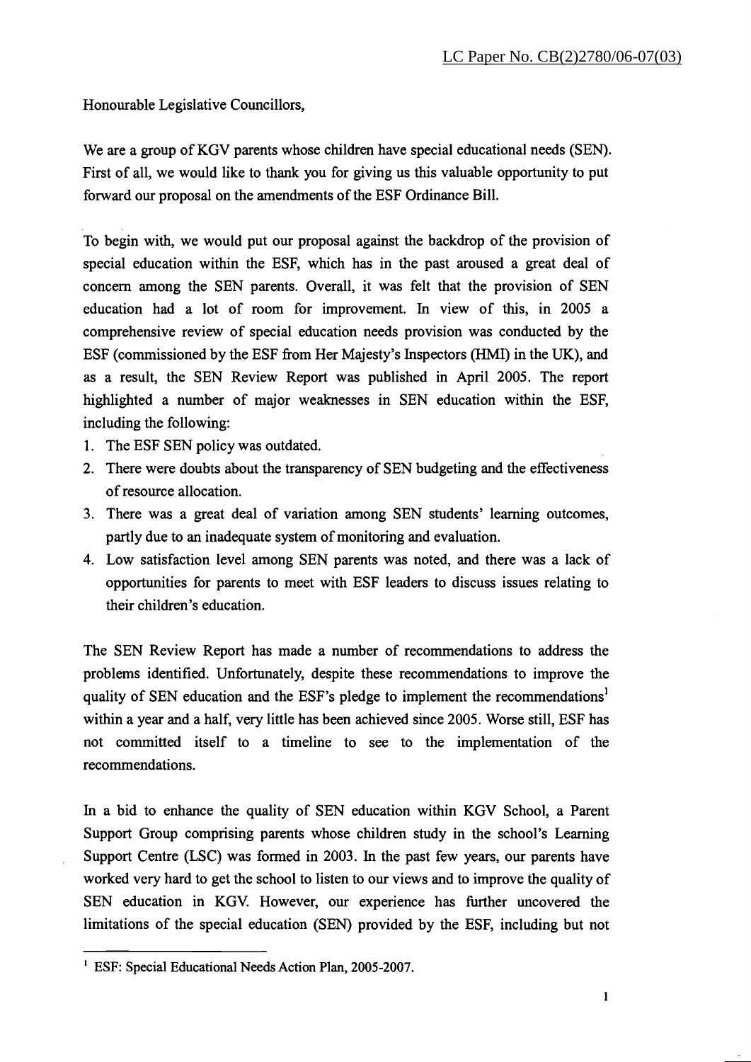LC Paper No. CB(2)2780/06-07(03)

Honourable Legislative Councillors,

We are a group of KGV parents whose children have special educational needs (SEN). First of all, we would like to thank you for giving us this valuable opportunity to put forward our proposal on the amendments of the ESF Ordinance Bill.

To begin with, we would put our proposal against the backdrop of the provision of special education within the ESF, which has in the past aroused a great deal of concern among the SEN parents. Overall, it was felt that the provision of SEN education had a lot of room for improvement. In view of this, in 2005 a comprehensive review of special education needs provision was conducted by the ESF (commissioned by the ESF from Her Majesty's Inspectors (HMI) in the UK), and as a result, the SEN Review Report was published in April 2005. The report highlighted a number of major weaknesses in SEN education within the ESF, including the following:

1. The ESF SEN policy was outdated.
2. There were doubts about the transparency of SEN budgeting and the effectiveness of resource allocation.
3. There was a great deal of variation among SEN students' learning outcomes, partly due to an inadequate system of monitoring and evaluation.
4. Low satisfaction level among SEN parents was noted, and there was a lack of opportunities for parents to meet with ESF leaders to discuss issues relating to their children's education.

The SEN Review Report has made a number of recommendations to address the problems identified. Unfortunately, despite these recommendations to improve the quality of SEN education and the ESF's pledge to implement the recommendations[1] within a year and a half, very little has been achieved since 2005. Worse still, ESF has not committed itself to a timeline to see to the implementation of the recommendations.

In a bid to enhance the quality of SEN education within KGV School, a Parent Support Group comprising parents whose children study in the school's Learning Support Centre (LSC) was formed in 2003. In the past few years, our parents have worked very hard to get the school to listen to our views and to improve the quality of SEN education in KGV. However, our experience has further uncovered the limitations of the special education (SEN) provided by the ESF, including but not

[1] ESF: Special Educational Needs Action Plan, 2005-2007.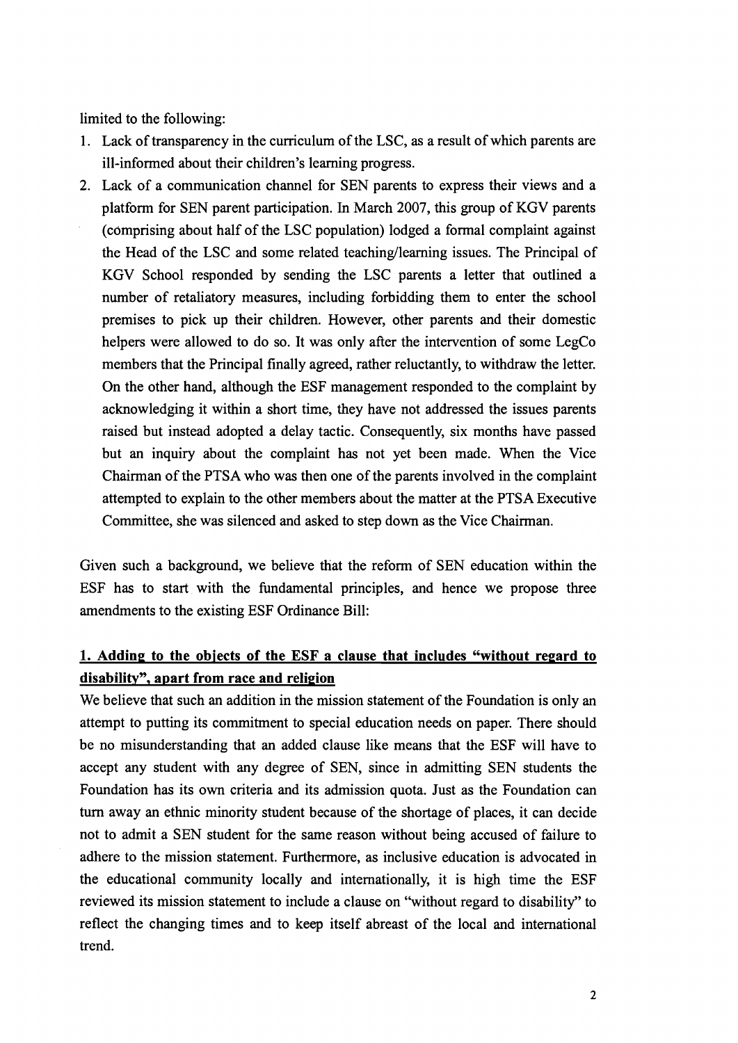limited to the following:

1. Lack of transparency in the curriculum of the LSC, as a result of which parents are ill-informed about their children's learning progress.
2. Lack of a communication channel for SEN parents to express their views and a platform for SEN parent participation. In March 2007, this group of KGV parents (comprising about half of the LSC population) lodged a formal complaint against the Head of the LSC and some related teaching/learning issues. The Principal of KGV School responded by sending the LSC parents a letter that outlined a number of retaliatory measures, including forbidding them to enter the school premises to pick up their children. However, other parents and their domestic helpers were allowed to do so. It was only after the intervention of some LegCo members that the Principal finally agreed, rather reluctantly, to withdraw the letter. On the other hand, although the ESF management responded to the complaint by acknowledging it within a short time, they have not addressed the issues parents raised but instead adopted a delay tactic. Consequently, six months have passed but an inquiry about the complaint has not yet been made. When the Vice Chairman of the PTSA who was then one of the parents involved in the complaint attempted to explain to the other members about the matter at the PTSA Executive Committee, she was silenced and asked to step down as the Vice Chairman.

Given such a background, we believe that the reform of SEN education within the ESF has to start with the fundamental principles, and hence we propose three amendments to the existing ESF Ordinance Bill:

**1. Adding to the objects of the ESF a clause that includes "without regard to disability", apart from race and religion**

We believe that such an addition in the mission statement of the Foundation is only an attempt to putting its commitment to special education needs on paper. There should be no misunderstanding that an added clause like means that the ESF will have to accept any student with any degree of SEN, since in admitting SEN students the Foundation has its own criteria and its admission quota. Just as the Foundation can turn away an ethnic minority student because of the shortage of places, it can decide not to admit a SEN student for the same reason without being accused of failure to adhere to the mission statement. Furthermore, as inclusive education is advocated in the educational community locally and internationally, it is high time the ESF reviewed its mission statement to include a clause on "without regard to disability" to reflect the changing times and to keep itself abreast of the local and international trend.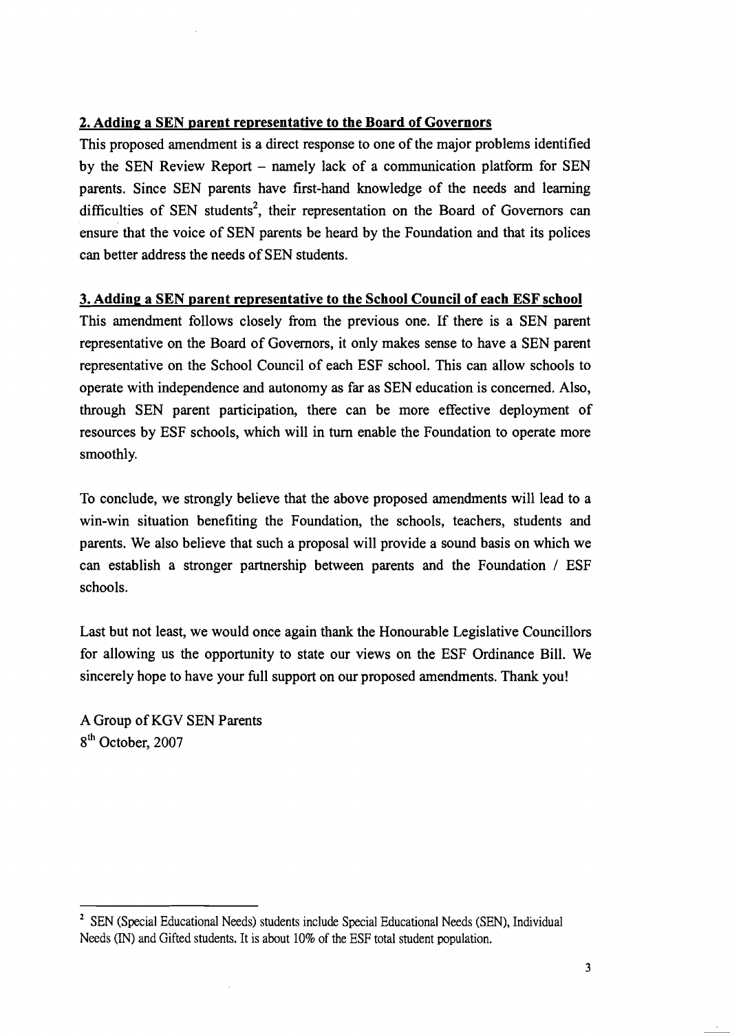**2. Adding a SEN parent representative to the Board of Governors**

This proposed amendment is a direct response to one of the major problems identified by the SEN Review Report – namely lack of a communication platform for SEN parents. Since SEN parents have first-hand knowledge of the needs and learning difficulties of SEN students[2], their representation on the Board of Governors can ensure that the voice of SEN parents be heard by the Foundation and that its polices can better address the needs of SEN students.

**3. Adding a SEN parent representative to the School Council of each ESF school**

This amendment follows closely from the previous one. If there is a SEN parent representative on the Board of Governors, it only makes sense to have a SEN parent representative on the School Council of each ESF school. This can allow schools to operate with independence and autonomy as far as SEN education is concerned. Also, through SEN parent participation, there can be more effective deployment of resources by ESF schools, which will in turn enable the Foundation to operate more smoothly.

To conclude, we strongly believe that the above proposed amendments will lead to a win-win situation benefiting the Foundation, the schools, teachers, students and parents. We also believe that such a proposal will provide a sound basis on which we can establish a stronger partnership between parents and the Foundation / ESF schools.

Last but not least, we would once again thank the Honourable Legislative Councillors for allowing us the opportunity to state our views on the ESF Ordinance Bill. We sincerely hope to have your full support on our proposed amendments. Thank you!

A Group of KGV SEN Parents
8th October, 2007

---

[2] SEN (Special Educational Needs) students include Special Educational Needs (SEN), Individual Needs (IN) and Gifted students. It is about 10% of the ESF total student population.